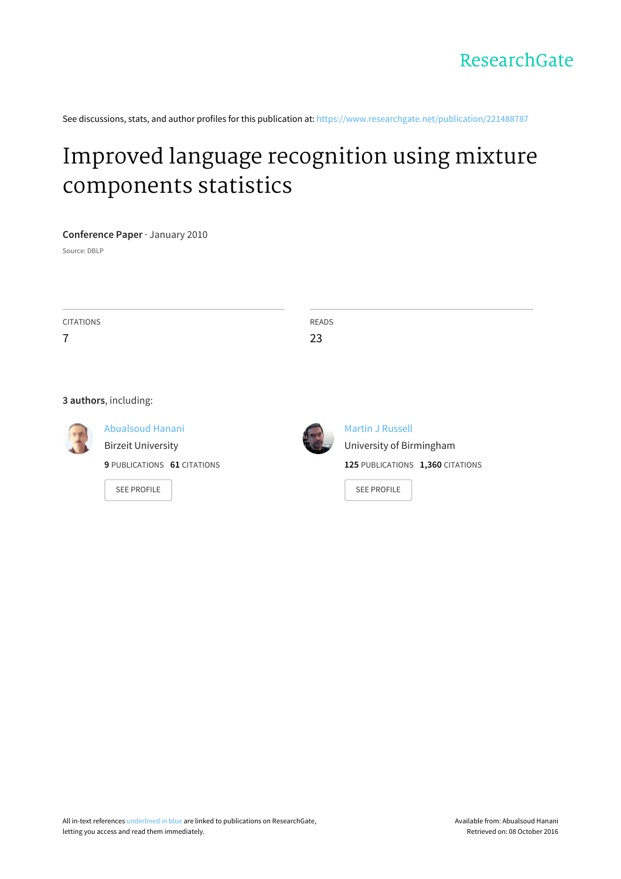ResearchGate

See discussions, stats, and author profiles for this publication at: https://www.researchgate.net/publication/221488787

# Improved language recognition using mixture components statistics

**Conference Paper** · January 2010

Source: DBLP

| CITATIONS | READS |
| --- | --- |
| 7 | 23 |

**3 authors**, including:

Abualsoud Hanani
Birzeit University
**9** PUBLICATIONS **61** CITATIONS

SEE PROFILE

Martin J Russell
University of Birmingham
**125** PUBLICATIONS **1,360** CITATIONS

SEE PROFILE

All in-text references underlined in blue are linked to publications on ResearchGate, letting you access and read them immediately.

Available from: Abualsoud Hanani
Retrieved on: 08 October 2016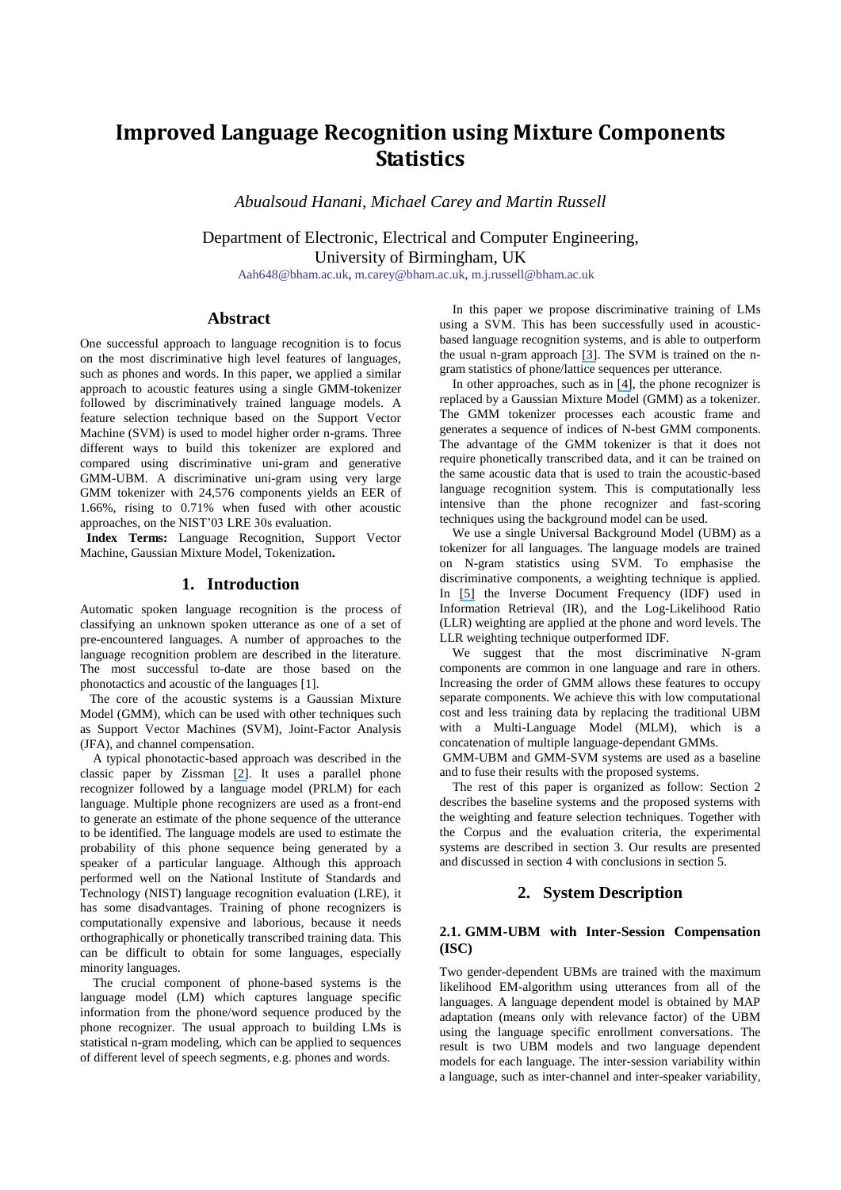# Improved Language Recognition using Mixture Components Statistics

*Abualsoud Hanani, Michael Carey and Martin Russell*

Department of Electronic, Electrical and Computer Engineering,
University of Birmingham, UK
Aah648@bham.ac.uk, m.carey@bham.ac.uk, m.j.russell@bham.ac.uk

## Abstract

One successful approach to language recognition is to focus on the most discriminative high level features of languages, such as phones and words. In this paper, we applied a similar approach to acoustic features using a single GMM-tokenizer followed by discriminatively trained language models. A feature selection technique based on the Support Vector Machine (SVM) is used to model higher order n-grams. Three different ways to build this tokenizer are explored and compared using discriminative uni-gram and generative GMM-UBM. A discriminative uni-gram using very large GMM tokenizer with 24,576 components yields an EER of 1.66%, rising to 0.71% when fused with other acoustic approaches, on the NIST'03 LRE 30s evaluation.

**Index Terms:** Language Recognition, Support Vector Machine, Gaussian Mixture Model, Tokenization**.**

## 1. Introduction

Automatic spoken language recognition is the process of classifying an unknown spoken utterance as one of a set of pre-encountered languages. A number of approaches to the language recognition problem are described in the literature. The most successful to-date are those based on the phonotactics and acoustic of the languages [1].

The core of the acoustic systems is a Gaussian Mixture Model (GMM), which can be used with other techniques such as Support Vector Machines (SVM), Joint-Factor Analysis (JFA), and channel compensation.

A typical phonotactic-based approach was described in the classic paper by Zissman [2]. It uses a parallel phone recognizer followed by a language model (PRLM) for each language. Multiple phone recognizers are used as a front-end to generate an estimate of the phone sequence of the utterance to be identified. The language models are used to estimate the probability of this phone sequence being generated by a speaker of a particular language. Although this approach performed well on the National Institute of Standards and Technology (NIST) language recognition evaluation (LRE), it has some disadvantages. Training of phone recognizers is computationally expensive and laborious, because it needs orthographically or phonetically transcribed training data. This can be difficult to obtain for some languages, especially minority languages.

The crucial component of phone-based systems is the language model (LM) which captures language specific information from the phone/word sequence produced by the phone recognizer. The usual approach to building LMs is statistical n-gram modeling, which can be applied to sequences of different level of speech segments, e.g. phones and words.

In this paper we propose discriminative training of LMs using a SVM. This has been successfully used in acoustic-based language recognition systems, and is able to outperform the usual n-gram approach [3]. The SVM is trained on the n-gram statistics of phone/lattice sequences per utterance.

In other approaches, such as in [4], the phone recognizer is replaced by a Gaussian Mixture Model (GMM) as a tokenizer. The GMM tokenizer processes each acoustic frame and generates a sequence of indices of N-best GMM components. The advantage of the GMM tokenizer is that it does not require phonetically transcribed data, and it can be trained on the same acoustic data that is used to train the acoustic-based language recognition system. This is computationally less intensive than the phone recognizer and fast-scoring techniques using the background model can be used.

We use a single Universal Background Model (UBM) as a tokenizer for all languages. The language models are trained on N-gram statistics using SVM. To emphasise the discriminative components, a weighting technique is applied. In [5] the Inverse Document Frequency (IDF) used in Information Retrieval (IR), and the Log-Likelihood Ratio (LLR) weighting are applied at the phone and word levels. The LLR weighting technique outperformed IDF.

We suggest that the most discriminative N-gram components are common in one language and rare in others. Increasing the order of GMM allows these features to occupy separate components. We achieve this with low computational cost and less training data by replacing the traditional UBM with a Multi-Language Model (MLM), which is a concatenation of multiple language-dependant GMMs.

GMM-UBM and GMM-SVM systems are used as a baseline and to fuse their results with the proposed systems.

The rest of this paper is organized as follow: Section 2 describes the baseline systems and the proposed systems with the weighting and feature selection techniques. Together with the Corpus and the evaluation criteria, the experimental systems are described in section 3. Our results are presented and discussed in section 4 with conclusions in section 5.

## 2. System Description

### 2.1. GMM-UBM with Inter-Session Compensation (ISC)

Two gender-dependent UBMs are trained with the maximum likelihood EM-algorithm using utterances from all of the languages. A language dependent model is obtained by MAP adaptation (means only with relevance factor) of the UBM using the language specific enrollment conversations. The result is two UBM models and two language dependent models for each language. The inter-session variability within a language, such as inter-channel and inter-speaker variability,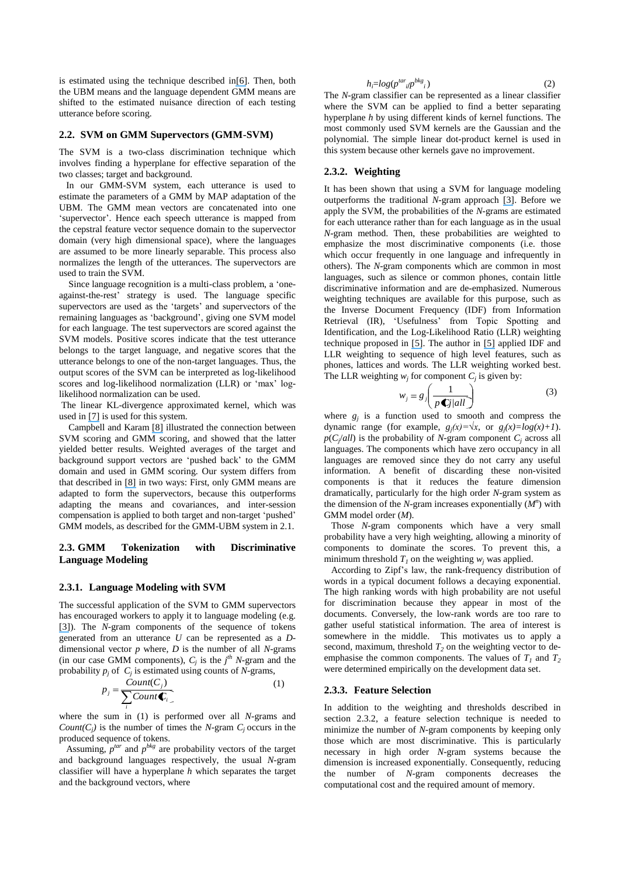is estimated using the technique described in[6]. Then, both the UBM means and the language dependent GMM means are shifted to the estimated nuisance direction of each testing utterance before scoring.

### 2.2. SVM on GMM Supervectors (GMM-SVM)

The SVM is a two-class discrimination technique which involves finding a hyperplane for effective separation of the two classes; target and background.

In our GMM-SVM system, each utterance is used to estimate the parameters of a GMM by MAP adaptation of the UBM. The GMM mean vectors are concatenated into one 'supervector'. Hence each speech utterance is mapped from the cepstral feature vector sequence domain to the supervector domain (very high dimensional space), where the languages are assumed to be more linearly separable. This process also normalizes the length of the utterances. The supervectors are used to train the SVM.

Since language recognition is a multi-class problem, a 'one-against-the-rest' strategy is used. The language specific supervectors are used as the 'targets' and supervectors of the remaining languages as 'background', giving one SVM model for each language. The test supervectors are scored against the SVM models. Positive scores indicate that the test utterance belongs to the target language, and negative scores that the utterance belongs to one of the non-target languages. Thus, the output scores of the SVM can be interpreted as log-likelihood scores and log-likelihood normalization (LLR) or 'max' log-likelihood normalization can be used.

The linear KL-divergence approximated kernel, which was used in [7] is used for this system.

Campbell and Karam [8] illustrated the connection between SVM scoring and GMM scoring, and showed that the latter yielded better results. Weighted averages of the target and background support vectors are 'pushed back' to the GMM domain and used in GMM scoring. Our system differs from that described in [8] in two ways: First, only GMM means are adapted to form the supervectors, because this outperforms adapting the means and covariances, and inter-session compensation is applied to both target and non-target 'pushed' GMM models, as described for the GMM-UBM system in 2.1.

### 2.3. GMM Tokenization with Discriminative Language Modeling

#### 2.3.1. Language Modeling with SVM

The successful application of the SVM to GMM supervectors has encouraged workers to apply it to language modeling (e.g. [3]). The *N*-gram components of the sequence of tokens generated from an utterance *U* can be represented as a *D*-dimensional vector *p* where, *D* is the number of all *N*-grams (in our case GMM components), $C_j$ is the $j^{th}$ *N*-gram and the probability $p_j$ of $C_j$ is estimated using counts of *N*-grams,

$$p_j = \frac{Count(C_j)}{\sum_i Count(C_i)} \qquad (1)$$

where the sum in (1) is performed over all *N*-grams and $Count(C_j)$ is the number of times the *N*-gram $C_j$ occurs in the produced sequence of tokens.

Assuming, $p^{tar}$ and $p^{bkg}$ are probability vectors of the target and background languages respectively, the usual *N*-gram classifier will have a hyperplane *h* which separates the target and the background vectors, where

$$h_i = log(p^{tar}_i / p^{bkg}_i) \qquad (2)$$

The *N*-gram classifier can be represented as a linear classifier where the SVM can be applied to find a better separating hyperplane *h* by using different kinds of kernel functions. The most commonly used SVM kernels are the Gaussian and the polynomial. The simple linear dot-product kernel is used in this system because other kernels gave no improvement.

#### 2.3.2. Weighting

It has been shown that using a SVM for language modeling outperforms the traditional *N*-gram approach [3]. Before we apply the SVM, the probabilities of the *N*-grams are estimated for each utterance rather than for each language as in the usual *N*-gram method. Then, these probabilities are weighted to emphasize the most discriminative components (i.e. those which occur frequently in one language and infrequently in others). The *N*-gram components which are common in most languages, such as silence or common phones, contain little discriminative information and are de-emphasized. Numerous weighting techniques are available for this purpose, such as the Inverse Document Frequency (IDF) from Information Retrieval (IR), 'Usefulness' from Topic Spotting and Identification, and the Log-Likelihood Ratio (LLR) weighting technique proposed in [5]. The author in [5] applied IDF and LLR weighting to sequence of high level features, such as phones, lattices and words. The LLR weighting worked best. The LLR weighting $w_j$ for component $C_j$ is given by:

$$w_j = g_j\left(\frac{1}{p(C_j|all)}\right) \qquad (3)$$

where $g_j$ is a function used to smooth and compress the dynamic range (for example, $g_j(x)=\sqrt{x}$, or $g_j(x)=log(x)+1$). $p(C_j/all)$ is the probability of *N*-gram component $C_j$ across all languages. The components which have zero occupancy in all languages are removed since they do not carry any useful information. A benefit of discarding these non-visited components is that it reduces the feature dimension dramatically, particularly for the high order *N*-gram system as the dimension of the *N*-gram increases exponentially ($M^n$) with GMM model order (*M*).

Those *N*-gram components which have a very small probability have a very high weighting, allowing a minority of components to dominate the scores. To prevent this, a minimum threshold $T_1$ on the weighting $w_j$ was applied.

According to Zipf's law, the rank-frequency distribution of words in a typical document follows a decaying exponential. The high ranking words with high probability are not useful for discrimination because they appear in most of the documents. Conversely, the low-rank words are too rare to gather useful statistical information. The area of interest is somewhere in the middle. This motivates us to apply a second, maximum, threshold $T_2$ on the weighting vector to de-emphasise the common components. The values of $T_1$ and $T_2$ were determined empirically on the development data set.

#### 2.3.3. Feature Selection

In addition to the weighting and thresholds described in section 2.3.2, a feature selection technique is needed to minimize the number of *N*-gram components by keeping only those which are most discriminative. This is particularly necessary in high order *N*-gram systems because the dimension is increased exponentially. Consequently, reducing the number of *N*-gram components decreases the computational cost and the required amount of memory.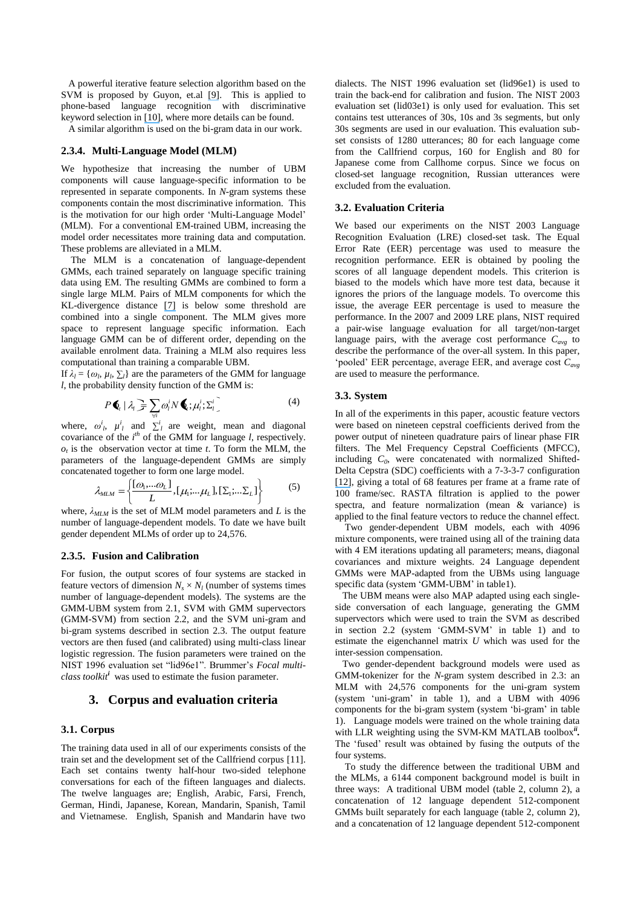A powerful iterative feature selection algorithm based on the SVM is proposed by Guyon, et.al [9]. This is applied to phone-based language recognition with discriminative keyword selection in [10], where more details can be found.

A similar algorithm is used on the bi-gram data in our work.

#### 2.3.4. Multi-Language Model (MLM)

We hypothesize that increasing the number of UBM components will cause language-specific information to be represented in separate components. In *N*-gram systems these components contain the most discriminative information. This is the motivation for our high order 'Multi-Language Model' (MLM). For a conventional EM-trained UBM, increasing the model order necessitates more training data and computation. These problems are alleviated in a MLM.

The MLM is a concatenation of language-dependent GMMs, each trained separately on language specific training data using EM. The resulting GMMs are combined to form a single large MLM. Pairs of MLM components for which the KL-divergence distance [7] is below some threshold are combined into a single component. The MLM gives more space to represent language specific information. Each language GMM can be of different order, depending on the available enrolment data. Training a MLM also requires less computational than training a comparable UBM.

If $\lambda_l = \{\omega_l, \mu_l, \sum_l\}$ are the parameters of the GMM for language $l$, the probability density function of the GMM is:

$$P(o_t \mid \lambda_l) = \sum_{\forall i} \omega_l^i N(o_t; \mu_l^i; \Sigma_l^i) \tag{4}$$

where, $\omega^i_l$, $\mu^i_l$ and $\sum^i_l$ are weight, mean and diagonal covariance of the $i^{th}$ of the GMM for language $l$, respectively. $o_t$ is the observation vector at time $t$. To form the MLM, the parameters of the language-dependent GMMs are simply concatenated together to form one large model.

$$\lambda_{MLM} = \left\{ \frac{[\omega_1, \dots \omega_L]}{L}, [\mu_1; \dots \mu_L], [\Sigma_1; \dots \Sigma_L] \right\} \tag{5}$$

where, $\lambda_{MLM}$ is the set of MLM model parameters and $L$ is the number of language-dependent models. To date we have built gender dependent MLMs of order up to 24,576.

#### 2.3.5. Fusion and Calibration

For fusion, the output scores of four systems are stacked in feature vectors of dimension $N_s \times N_l$ (number of systems times number of language-dependent models). The systems are the GMM-UBM system from 2.1, SVM with GMM supervectors (GMM-SVM) from section 2.2, and the SVM uni-gram and bi-gram systems described in section 2.3. The output feature vectors are then fused (and calibrated) using multi-class linear logistic regression. The fusion parameters were trained on the NIST 1996 evaluation set "lid96e1". Brummer's *Focal multi-class toolkit*[i] was used to estimate the fusion parameter.

## 3. Corpus and evaluation criteria

### 3.1. Corpus

The training data used in all of our experiments consists of the train set and the development set of the Callfriend corpus [11]. Each set contains twenty half-hour two-sided telephone conversations for each of the fifteen languages and dialects. The twelve languages are; English, Arabic, Farsi, French, German, Hindi, Japanese, Korean, Mandarin, Spanish, Tamil and Vietnamese. English, Spanish and Mandarin have two dialects. The NIST 1996 evaluation set (lid96e1) is used to train the back-end for calibration and fusion. The NIST 2003 evaluation set (lid03e1) is only used for evaluation. This set contains test utterances of 30s, 10s and 3s segments, but only 30s segments are used in our evaluation. This evaluation sub-set consists of 1280 utterances; 80 for each language come from the Callfriend corpus, 160 for English and 80 for Japanese come from Callhome corpus. Since we focus on closed-set language recognition, Russian utterances were excluded from the evaluation.

### 3.2. Evaluation Criteria

We based our experiments on the NIST 2003 Language Recognition Evaluation (LRE) closed-set task. The Equal Error Rate (EER) percentage was used to measure the recognition performance. EER is obtained by pooling the scores of all language dependent models. This criterion is biased to the models which have more test data, because it ignores the priors of the language models. To overcome this issue, the average EER percentage is used to measure the performance. In the 2007 and 2009 LRE plans, NIST required a pair-wise language evaluation for all target/non-target language pairs, with the average cost performance $C_{avg}$ to describe the performance of the over-all system. In this paper, 'pooled' EER percentage, average EER, and average cost $C_{avg}$ are used to measure the performance.

### 3.3. System

In all of the experiments in this paper, acoustic feature vectors were based on nineteen cepstral coefficients derived from the power output of nineteen quadrature pairs of linear phase FIR filters. The Mel Frequency Cepstral Coefficients (MFCC), including $C_0$, were concatenated with normalized Shifted-Delta Cepstra (SDC) coefficients with a 7-3-3-7 configuration [12], giving a total of 68 features per frame at a frame rate of 100 frame/sec. RASTA filtration is applied to the power spectra, and feature normalization (mean & variance) is applied to the final feature vectors to reduce the channel effect.

Two gender-dependent UBM models, each with 4096 mixture components, were trained using all of the training data with 4 EM iterations updating all parameters; means, diagonal covariances and mixture weights. 24 Language dependent GMMs were MAP-adapted from the UBMs using language specific data (system 'GMM-UBM' in table1).

The UBM means were also MAP adapted using each single-side conversation of each language, generating the GMM supervectors which were used to train the SVM as described in section 2.2 (system 'GMM-SVM' in table 1) and to estimate the eigenchannel matrix $U$ which was used for the inter-session compensation.

Two gender-dependent background models were used as GMM-tokenizer for the *N*-gram system described in 2.3: an MLM with 24,576 components for the uni-gram system (system 'uni-gram' in table 1), and a UBM with 4096 components for the bi-gram system (system 'bi-gram' in table 1). Language models were trained on the whole training data with LLR weighting using the SVM-KM MATLAB toolbox[ii]. The 'fused' result was obtained by fusing the outputs of the four systems.

To study the difference between the traditional UBM and the MLMs, a 6144 component background model is built in three ways: A traditional UBM model (table 2, column 2), a concatenation of 12 language dependent 512-component GMMs built separately for each language (table 2, column 2), and a concatenation of 12 language dependent 512-component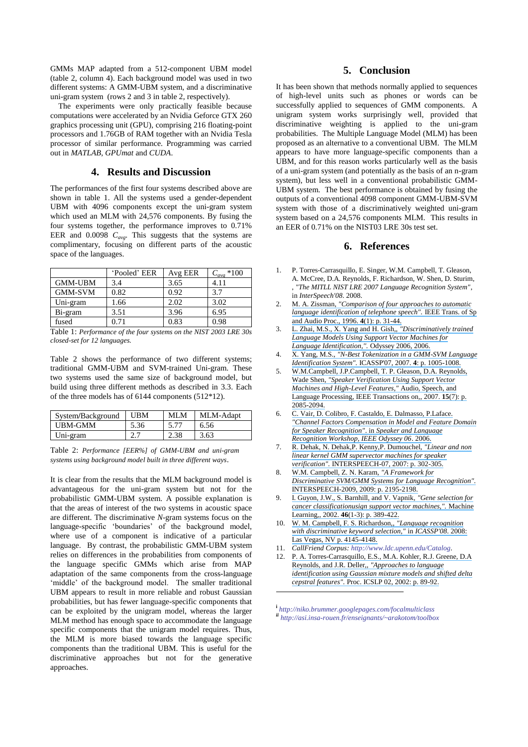GMMs MAP adapted from a 512-component UBM model (table 2, column 4). Each background model was used in two different systems: A GMM-UBM system, and a discriminative uni-gram system (rows 2 and 3 in table 2, respectively).

The experiments were only practically feasible because computations were accelerated by an Nvidia Geforce GTX 260 graphics processing unit (GPU), comprising 216 floating-point processors and 1.76GB of RAM together with an Nvidia Tesla processor of similar performance. Programming was carried out in *MATLAB*, *GPUmat* and *CUDA*.

## 4. Results and Discussion

The performances of the first four systems described above are shown in table 1. All the systems used a gender-dependent UBM with 4096 components except the uni-gram system which used an MLM with 24,576 components. By fusing the four systems together, the performance improves to 0.71% EER and 0.0098 $C_{avg}$. This suggests that the systems are complimentary, focusing on different parts of the acoustic space of the languages.

| | 'Pooled' EER | Avg EER | $C_{avg}$ *100 |
|---|---|---|---|
| GMM-UBM | 3.4 | 3.65 | 4.11 |
| GMM-SVM | 0.82 | 0.92 | 3.7 |
| Uni-gram | 1.66 | 2.02 | 3.02 |
| Bi-gram | 3.51 | 3.96 | 6.95 |
| fused | 0.71 | 0.83 | 0.98 |

Table 1: *Performance of the four systems on the NIST 2003 LRE 30s closed-set for 12 languages.*

Table 2 shows the performance of two different systems; traditional GMM-UBM and SVM-trained Uni-gram. These two systems used the same size of background model, but build using three different methods as described in 3.3. Each of the three models has of 6144 components (512*12).

| System/Background | UBM | MLM | MLM-Adapt |
|---|---|---|---|
| UBM-GMM | 5.36 | 5.77 | 6.56 |
| Uni-gram | 2.7 | 2.38 | 3.63 |

Table 2: *Performance [EER%] of GMM-UBM and uni-gram systems using background model built in three different ways*.

It is clear from the results that the MLM background model is advantageous for the uni-gram system but not for the probabilistic GMM-UBM system. A possible explanation is that the areas of interest of the two systems in acoustic space are different. The discriminative *N*-gram systems focus on the language-specific 'boundaries' of the background model, where use of a component is indicative of a particular language. By contrast, the probabilistic GMM-UBM system relies on differences in the probabilities from components of the language specific GMMs which arise from MAP adaptation of the same components from the cross-language 'middle' of the background model. The smaller traditional UBM appears to result in more reliable and robust Gaussian probabilities, but has fewer language-specific components that can be exploited by the unigram model, whereas the larger MLM method has enough space to accommodate the language specific components that the unigram model requires. Thus, the MLM is more biased towards the language specific components than the traditional UBM. This is useful for the discriminative approaches but not for the generative approaches.

## 5. Conclusion

It has been shown that methods normally applied to sequences of high-level units such as phones or words can be successfully applied to sequences of GMM components. A unigram system works surprisingly well, provided that discriminative weighting is applied to the uni-gram probabilities. The Multiple Language Model (MLM) has been proposed as an alternative to a conventional UBM. The MLM appears to have more language-specific components than a UBM, and for this reason works particularly well as the basis of a uni-gram system (and potentially as the basis of an n-gram system), but less well in a conventional probabilistic GMM-UBM system. The best performance is obtained by fusing the outputs of a conventional 4098 component GMM-UBM-SVM system with those of a discriminatively weighted uni-gram system based on a 24,576 components MLM. This results in an EER of 0.71% on the NIST03 LRE 30s test set.

## 6. References

1. P. Torres-Carrasquillo, E. Singer, W.M. Campbell, T. Gleason, A. McCree, D.A. Reynolds, F. Richardson, W. Shen, D. Sturim, , *"The MITLL NIST LRE 2007 Language Recognition System"*, in *InterSpeech'08*. 2008.
2. M. A. Zissman, *"Comparison of four approaches to automatic language identification of telephone speech".* IEEE Trans. of Sp and Audio Proc., 1996. **4**(1): p. 31-44.
3. L. Zhai, M.S., X. Yang and H. Gish,, *"Discriminatively trained Language Models Using Support Vector Machines for Language Identification,".* Odyssey 2006, 2006.
4. X. Yang, M.S., *"N-Best Tokenization in a GMM-SVM Language Identification System".* ICASSP'07, 2007. **4**: p. 1005-1008.
5. W.M.Campbell, J.P.Campbell, T. P. Gleason, D.A. Reynolds, Wade Shen, *"Speaker Verification Using Support Vector Machines and High-Level Features,"* Audio, Speech, and Language Processing, IEEE Transactions on,, 2007. **15**(7): p. 2085-2094.
6. C. Vair, D. Colibro, F. Castaldo, E. Dalmasso, P.Laface. *"Channel Factors Compensation in Model and Feature Domain for Speaker Recognition"*. in *Speaker and Language Recognition Workshop, IEEE Odyssey 06*. 2006.
7. R. Dehak, N. Dehak,P. Kenny,P. Dumouchel, *"Linear and non linear kernel GMM supervector machines for speaker verification".* INTERSPEECH-07, 2007: p. 302-305.
8. W.M. Campbell, Z. N. Karam, *"A Framework for Discriminative SVM/GMM Systems for Language Recognition".* INTERSPEECH-2009, 2009: p. 2195-2198.
9. I. Guyon, J.W., S. Barnhill, and V. Vapnik, *"Gene selection for cancer classificationusign support vector machines,".* Machine Learning,, 2002. **46**(1-3): p. 389-422.
10. W. M. Campbell, F. S. Richardson,, *"Language recognition with discriminative keyword selection,"* in *ICASSP'08*. 2008: Las Vegas, NV p. 4145-4148.
11. *CallFriend Corpus: http://www.ldc.upenn.edu/Catalog*.
12. P. A. Torres-Carrasquillo, E.S., M.A. Kohler, R.J. Greene, D.A Reynolds, and J.R. Deller,, *"Approaches to language identification using Gaussian mixture models and shifted delta cepstral features".* Proc. ICSLP 02, 2002: p. 89-92.

---

[i] *http://niko.brummer.googlepages.com/focalmulticlass*

[ii] *http://asi.insa-rouen.fr/enseignants/~arakotom/toolbox*